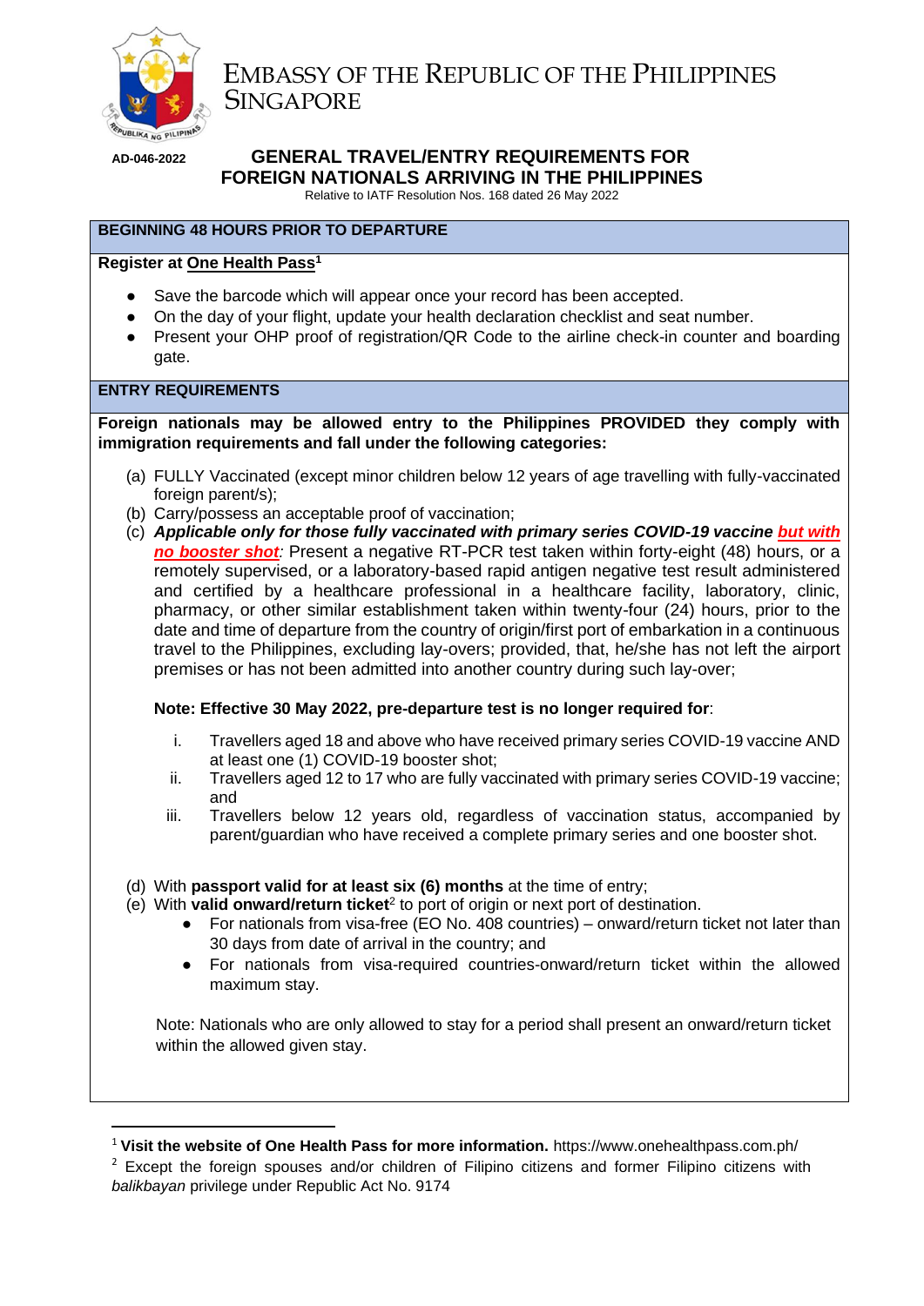# EMBASSY OF THE REPUBLIC OF THE PHILIPPINES SINGAPORE

AD-046-2022

## GENERAL TRAVEL/ENTRY REQUIREMENTS FOR FOREIGN NATIONALS ARRIVING IN THE PHILIPPINES

Relative to IATF Resolution Nos. 168 dated 26 May 2022

### BEGINNING 48 HOURS PRIOR TO DEPARTURE

**Register at One Health Pass[1]**

- Save the barcode which will appear once your record has been accepted.
- On the day of your flight, update your health declaration checklist and seat number.
- Present your OHP proof of registration/QR Code to the airline check-in counter and boarding gate.

### ENTRY REQUIREMENTS

**Foreign nationals may be allowed entry to the Philippines PROVIDED they comply with immigration requirements and fall under the following categories:**

(a) FULLY Vaccinated (except minor children below 12 years of age travelling with fully-vaccinated foreign parent/s);

(b) Carry/possess an acceptable proof of vaccination;

(c) ***Applicable only for those fully vaccinated with primary series COVID-19 vaccine but with no booster shot:*** Present a negative RT-PCR test taken within forty-eight (48) hours, or a remotely supervised, or a laboratory-based rapid antigen negative test result administered and certified by a healthcare professional in a healthcare facility, laboratory, clinic, pharmacy, or other similar establishment taken within twenty-four (24) hours, prior to the date and time of departure from the country of origin/first port of embarkation in a continuous travel to the Philippines, excluding lay-overs; provided, that, he/she has not left the airport premises or has not been admitted into another country during such lay-over;

**Note: Effective 30 May 2022, pre-departure test is no longer required for**:

i. Travellers aged 18 and above who have received primary series COVID-19 vaccine AND at least one (1) COVID-19 booster shot;

ii. Travellers aged 12 to 17 who are fully vaccinated with primary series COVID-19 vaccine; and

iii. Travellers below 12 years old, regardless of vaccination status, accompanied by parent/guardian who have received a complete primary series and one booster shot.

(d) With **passport valid for at least six (6) months** at the time of entry;

(e) With **valid onward/return ticket**[2] to port of origin or next port of destination.

- For nationals from visa-free (EO No. 408 countries) – onward/return ticket not later than 30 days from date of arrival in the country; and
- For nationals from visa-required countries-onward/return ticket within the allowed maximum stay.

Note: Nationals who are only allowed to stay for a period shall present an onward/return ticket within the allowed given stay.

---

[1] **Visit the website of One Health Pass for more information.** https://www.onehealthpass.com.ph/

[2] Except the foreign spouses and/or children of Filipino citizens and former Filipino citizens with *balikbayan* privilege under Republic Act No. 9174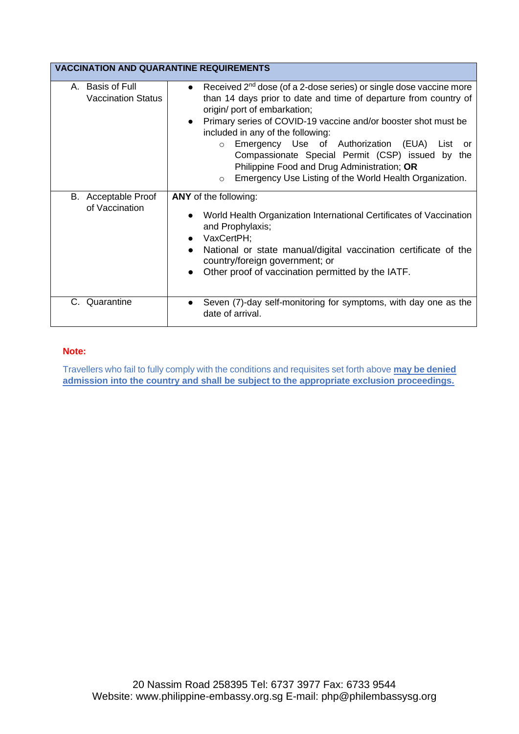| VACCINATION AND QUARANTINE REQUIREMENTS | |
|---|---|
| A. Basis of Full Vaccination Status | • Received 2nd dose (of a 2-dose series) or single dose vaccine more than 14 days prior to date and time of departure from country of origin/ port of embarkation;<br>• Primary series of COVID-19 vaccine and/or booster shot must be included in any of the following:<br>&nbsp;&nbsp;&nbsp;&nbsp;○ Emergency Use of Authorization (EUA) List or Compassionate Special Permit (CSP) issued by the Philippine Food and Drug Administration; **OR**<br>&nbsp;&nbsp;&nbsp;&nbsp;○ Emergency Use Listing of the World Health Organization. |
| B. Acceptable Proof of Vaccination | **ANY** of the following:<br>• World Health Organization International Certificates of Vaccination and Prophylaxis;<br>• VaxCertPH;<br>• National or state manual/digital vaccination certificate of the country/foreign government; or<br>• Other proof of vaccination permitted by the IATF. |
| C. Quarantine | • Seven (7)-day self-monitoring for symptoms, with day one as the date of arrival. |

**Note:**

Travellers who fail to fully comply with the conditions and requisites set forth above **may be denied admission into the country and shall be subject to the appropriate exclusion proceedings.**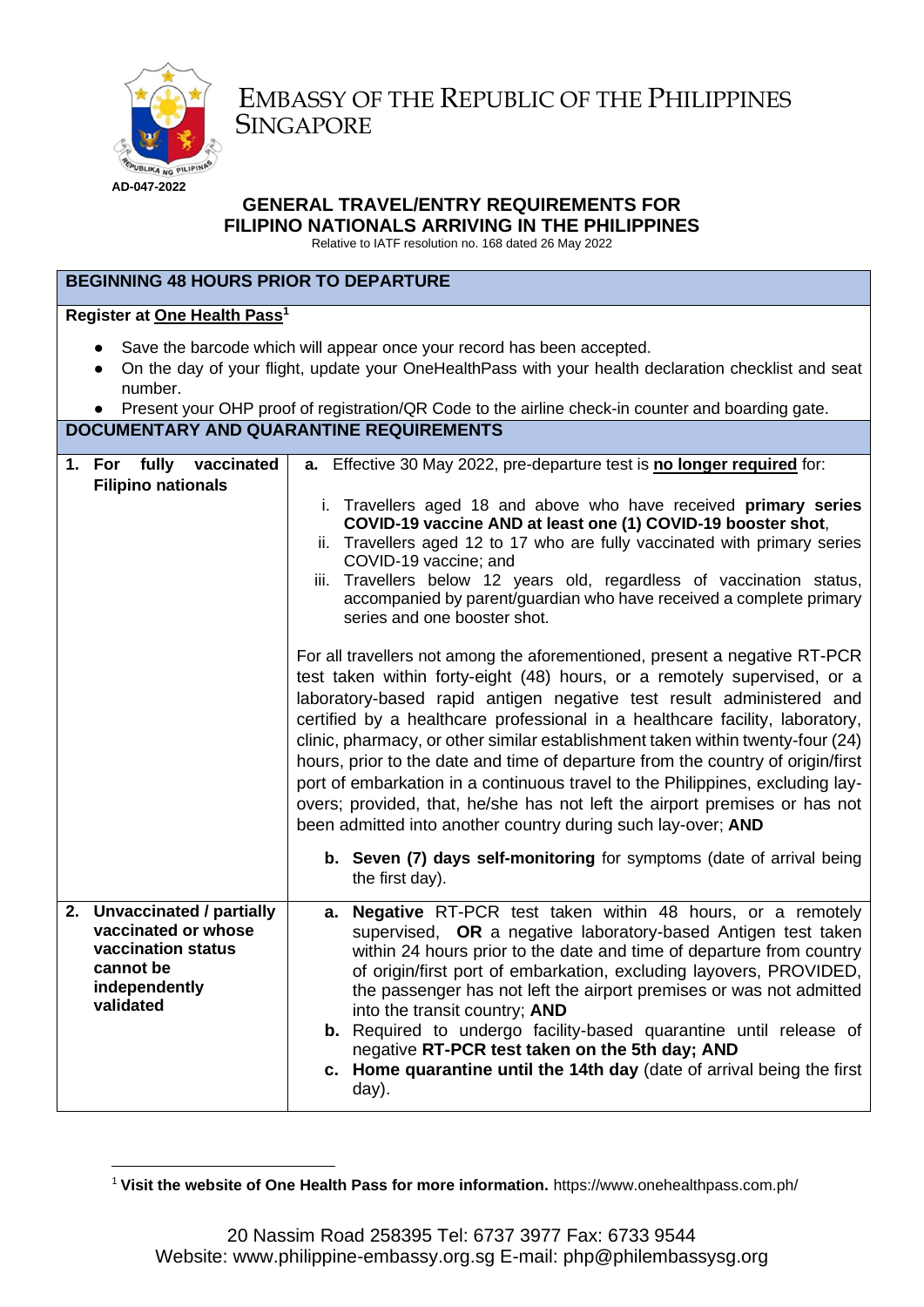AD-047-2022

# EMBASSY OF THE REPUBLIC OF THE PHILIPPINES SINGAPORE

## GENERAL TRAVEL/ENTRY REQUIREMENTS FOR FILIPINO NATIONALS ARRIVING IN THE PHILIPPINES

Relative to IATF resolution no. 168 dated 26 May 2022

### BEGINNING 48 HOURS PRIOR TO DEPARTURE

**Register at One Health Pass[1]**

- Save the barcode which will appear once your record has been accepted.
- On the day of your flight, update your OneHealthPass with your health declaration checklist and seat number.
- Present your OHP proof of registration/QR Code to the airline check-in counter and boarding gate.

### DOCUMENTARY AND QUARANTINE REQUIREMENTS

| | |
|---|---|
| **1. For fully vaccinated Filipino nationals** | **a.** Effective 30 May 2022, pre-departure test is **no longer required** for:<br><br>i. Travellers aged 18 and above who have received **primary series COVID-19 vaccine AND at least one (1) COVID-19 booster shot**,<br>ii. Travellers aged 12 to 17 who are fully vaccinated with primary series COVID-19 vaccine; and<br>iii. Travellers below 12 years old, regardless of vaccination status, accompanied by parent/guardian who have received a complete primary series and one booster shot.<br><br>For all travellers not among the aforementioned, present a negative RT-PCR test taken within forty-eight (48) hours, or a remotely supervised, or a laboratory-based rapid antigen negative test result administered and certified by a healthcare professional in a healthcare facility, laboratory, clinic, pharmacy, or other similar establishment taken within twenty-four (24) hours, prior to the date and time of departure from the country of origin/first port of embarkation in a continuous travel to the Philippines, excluding lay-overs; provided, that, he/she has not left the airport premises or has not been admitted into another country during such lay-over; **AND**<br><br>**b. Seven (7) days self-monitoring** for symptoms (date of arrival being the first day). |
| **2. Unvaccinated / partially vaccinated or whose vaccination status cannot be independently validated** | **a. Negative** RT-PCR test taken within 48 hours, or a remotely supervised, **OR** a negative laboratory-based Antigen test taken within 24 hours prior to the date and time of departure from country of origin/first port of embarkation, excluding layovers, PROVIDED, the passenger has not left the airport premises or was not admitted into the transit country; **AND**<br>**b.** Required to undergo facility-based quarantine until release of negative **RT-PCR test taken on the 5th day; AND**<br>**c. Home quarantine until the 14th day** (date of arrival being the first day). |

[1] **Visit the website of One Health Pass for more information.** https://www.onehealthpass.com.ph/

20 Nassim Road 258395 Tel: 6737 3977 Fax: 6733 9544
Website: www.philippine-embassy.org.sg E-mail: php@philembassysg.org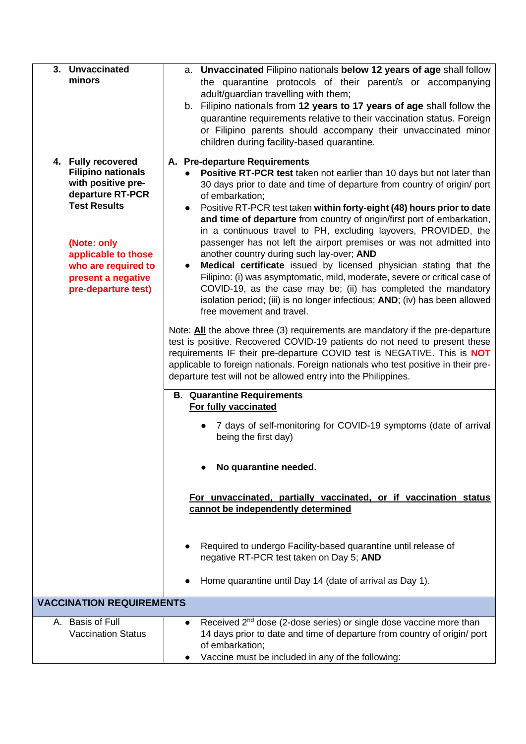| | |
|---|---|
| **3. Unvaccinated minors** | a. **Unvaccinated** Filipino nationals **below 12 years of age** shall follow the quarantine protocols of their parent/s or accompanying adult/guardian travelling with them;<br>b. Filipino nationals from **12 years to 17 years of age** shall follow the quarantine requirements relative to their vaccination status. Foreign or Filipino parents should accompany their unvaccinated minor children during facility-based quarantine. |
| **4. Fully recovered Filipino nationals with positive pre-departure RT-PCR Test Results**<br><br>**(Note: only applicable to those who are required to present a negative pre-departure test)** | **A. Pre-departure Requirements**<br>• **Positive RT-PCR test** taken not earlier than 10 days but not later than 30 days prior to date and time of departure from country of origin/ port of embarkation;<br>• Positive RT-PCR test taken **within forty-eight (48) hours prior to date and time of departure** from country of origin/first port of embarkation, in a continuous travel to PH, excluding layovers, PROVIDED, the passenger has not left the airport premises or was not admitted into another country during such lay-over; **AND**<br>• **Medical certificate** issued by licensed physician stating that the Filipino: (i) was asymptomatic, mild, moderate, severe or critical case of COVID-19, as the case may be; (ii) has completed the mandatory isolation period; (iii) is no longer infectious; **AND**; (iv) has been allowed free movement and travel.<br><br>Note: **<u>All</u>** the above three (3) requirements are mandatory if the pre-departure test is positive. Recovered COVID-19 patients do not need to present these requirements IF their pre-departure COVID test is NEGATIVE. This is **NOT** applicable to foreign nationals. Foreign nationals who test positive in their pre-departure test will not be allowed entry into the Philippines. |
| | **B. Quarantine Requirements**<br>**<u>For fully vaccinated</u>**<br>• 7 days of self-monitoring for COVID-19 symptoms (date of arrival being the first day)<br>• **No quarantine needed.**<br><br>**<u>For unvaccinated, partially vaccinated, or if vaccination status cannot be independently determined</u>**<br>• Required to undergo Facility-based quarantine until release of negative RT-PCR test taken on Day 5; **AND**<br>• Home quarantine until Day 14 (date of arrival as Day 1). |
| **VACCINATION REQUIREMENTS** | |
| A. Basis of Full Vaccination Status | • Received 2nd dose (2-dose series) or single dose vaccine more than 14 days prior to date and time of departure from country of origin/ port of embarkation;<br>• Vaccine must be included in any of the following: |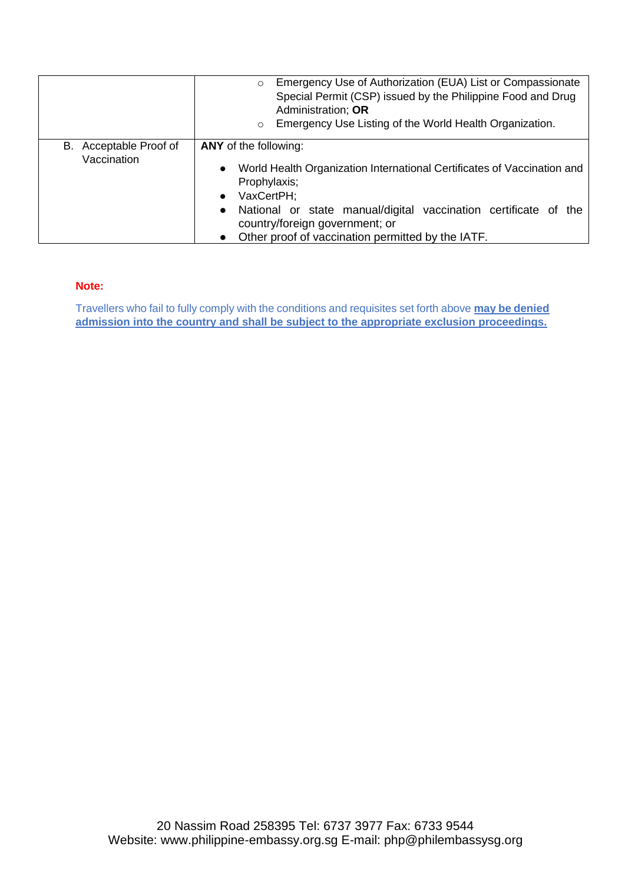| | |
|---|---|
| | ○ Emergency Use of Authorization (EUA) List or Compassionate Special Permit (CSP) issued by the Philippine Food and Drug Administration; **OR**<br>○ Emergency Use Listing of the World Health Organization. |
| B. Acceptable Proof of Vaccination | **ANY** of the following:<br>● World Health Organization International Certificates of Vaccination and Prophylaxis;<br>● VaxCertPH;<br>● National or state manual/digital vaccination certificate of the country/foreign government; or<br>● Other proof of vaccination permitted by the IATF. |

**Note:**

Travellers who fail to fully comply with the conditions and requisites set forth above **may be denied admission into the country and shall be subject to the appropriate exclusion proceedings.**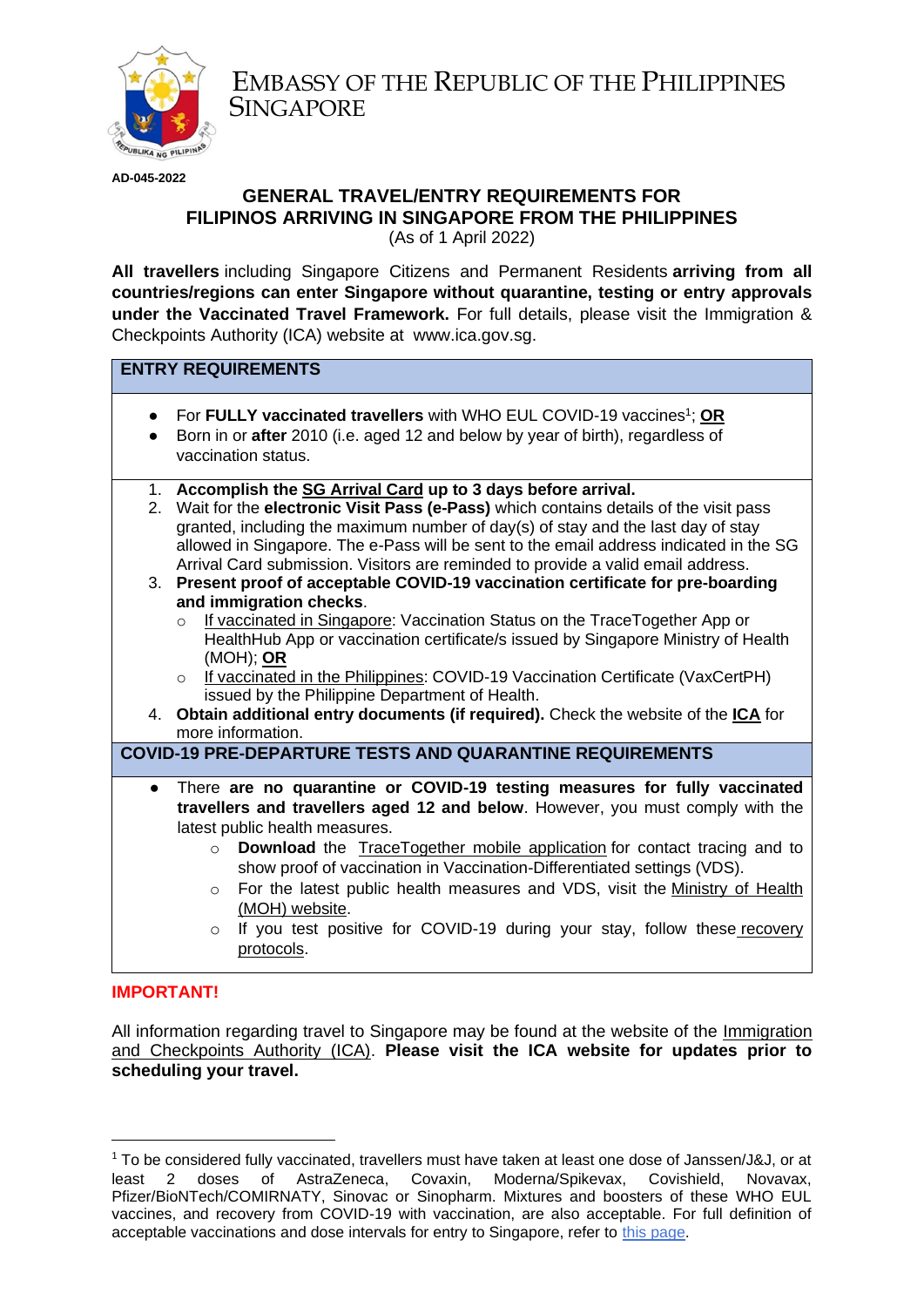EMBASSY OF THE REPUBLIC OF THE PHILIPPINES
SINGAPORE

**AD-045-2022**

## GENERAL TRAVEL/ENTRY REQUIREMENTS FOR FILIPINOS ARRIVING IN SINGAPORE FROM THE PHILIPPINES

(As of 1 April 2022)

**All travellers** including Singapore Citizens and Permanent Residents **arriving from all countries/regions can enter Singapore without quarantine, testing or entry approvals under the Vaccinated Travel Framework.** For full details, please visit the Immigration & Checkpoints Authority (ICA) website at www.ica.gov.sg.

### ENTRY REQUIREMENTS

- For **FULLY vaccinated travellers** with WHO EUL COVID-19 vaccines[1]; **OR**
- Born in or **after** 2010 (i.e. aged 12 and below by year of birth), regardless of vaccination status.

1. **Accomplish the SG Arrival Card up to 3 days before arrival.**
2. Wait for the **electronic Visit Pass (e-Pass)** which contains details of the visit pass granted, including the maximum number of day(s) of stay and the last day of stay allowed in Singapore. The e-Pass will be sent to the email address indicated in the SG Arrival Card submission. Visitors are reminded to provide a valid email address.
3. **Present proof of acceptable COVID-19 vaccination certificate for pre-boarding and immigration checks**.
   - If vaccinated in Singapore: Vaccination Status on the TraceTogether App or HealthHub App or vaccination certificate/s issued by Singapore Ministry of Health (MOH); **OR**
   - If vaccinated in the Philippines: COVID-19 Vaccination Certificate (VaxCertPH) issued by the Philippine Department of Health.
4. **Obtain additional entry documents (if required).** Check the website of the **ICA** for more information.

### COVID-19 PRE-DEPARTURE TESTS AND QUARANTINE REQUIREMENTS

- There **are no quarantine or COVID-19 testing measures for fully vaccinated travellers and travellers aged 12 and below**. However, you must comply with the latest public health measures.
  - **Download** the TraceTogether mobile application for contact tracing and to show proof of vaccination in Vaccination-Differentiated settings (VDS).
  - For the latest public health measures and VDS, visit the Ministry of Health (MOH) website.
  - If you test positive for COVID-19 during your stay, follow these recovery protocols.

**IMPORTANT!**

All information regarding travel to Singapore may be found at the website of the Immigration and Checkpoints Authority (ICA). **Please visit the ICA website for updates prior to scheduling your travel.**

---

[1] To be considered fully vaccinated, travellers must have taken at least one dose of Janssen/J&J, or at least 2 doses of AstraZeneca, Covaxin, Moderna/Spikevax, Covishield, Novavax, Pfizer/BioNTech/COMIRNATY, Sinovac or Sinopharm. Mixtures and boosters of these WHO EUL vaccines, and recovery from COVID-19 with vaccination, are also acceptable. For full definition of acceptable vaccinations and dose intervals for entry to Singapore, refer to this page.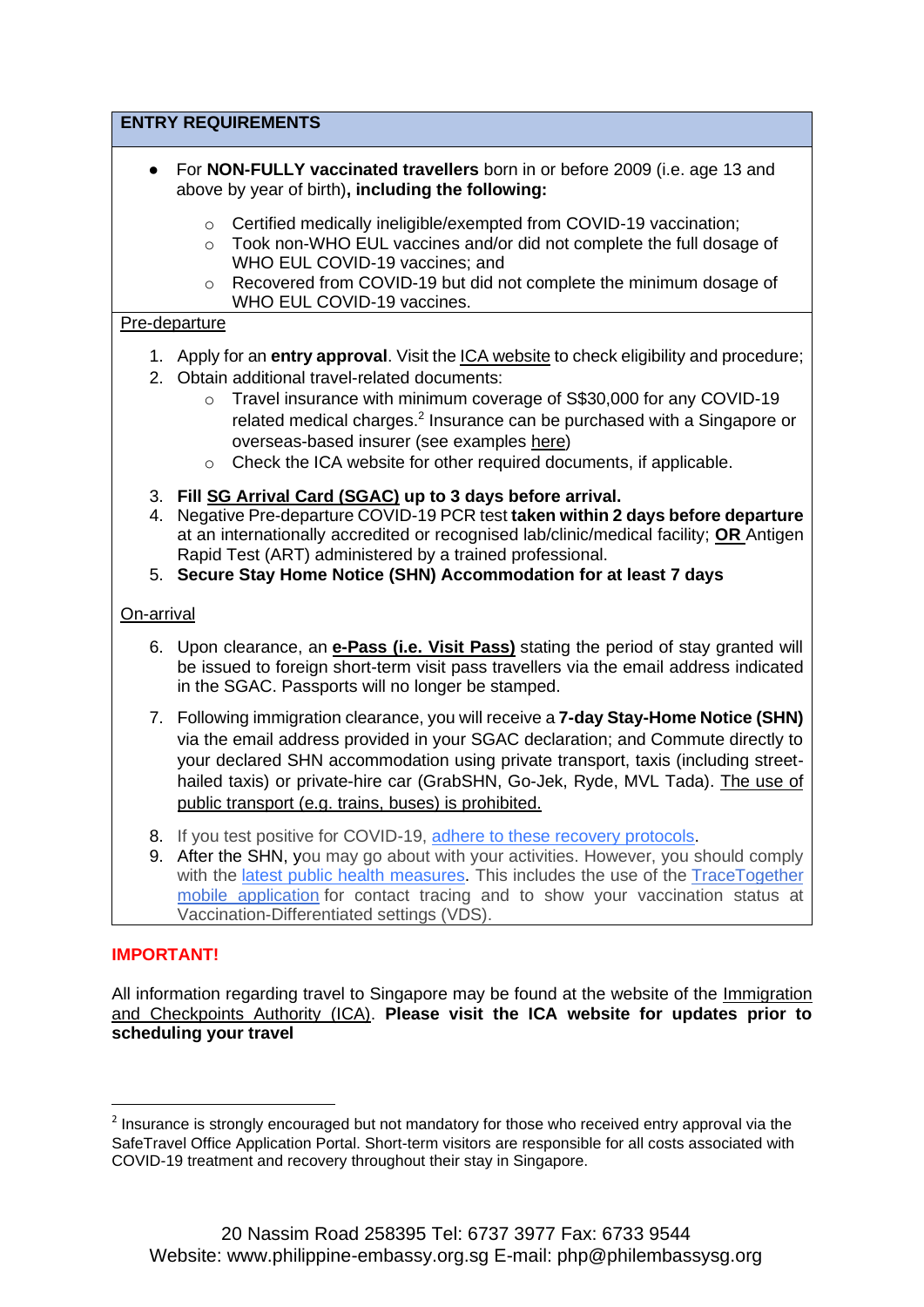## ENTRY REQUIREMENTS

- For **NON-FULLY vaccinated travellers** born in or before 2009 (i.e. age 13 and above by year of birth)**, including the following:**
  - Certified medically ineligible/exempted from COVID-19 vaccination;
  - Took non-WHO EUL vaccines and/or did not complete the full dosage of WHO EUL COVID-19 vaccines; and
  - Recovered from COVID-19 but did not complete the minimum dosage of WHO EUL COVID-19 vaccines.

Pre-departure

1. Apply for an **entry approval**. Visit the ICA website to check eligibility and procedure;
2. Obtain additional travel-related documents:
   - Travel insurance with minimum coverage of S$30,000 for any COVID-19 related medical charges.[2] Insurance can be purchased with a Singapore or overseas-based insurer (see examples here)
   - Check the ICA website for other required documents, if applicable.
3. **Fill SG Arrival Card (SGAC) up to 3 days before arrival.**
4. Negative Pre-departure COVID-19 PCR test **taken within 2 days before departure** at an internationally accredited or recognised lab/clinic/medical facility; **OR** Antigen Rapid Test (ART) administered by a trained professional.
5. **Secure Stay Home Notice (SHN) Accommodation for at least 7 days**

On-arrival

6. Upon clearance, an **e-Pass (i.e. Visit Pass)** stating the period of stay granted will be issued to foreign short-term visit pass travellers via the email address indicated in the SGAC. Passports will no longer be stamped.
7. Following immigration clearance, you will receive a **7-day Stay-Home Notice (SHN)** via the email address provided in your SGAC declaration; and Commute directly to your declared SHN accommodation using private transport, taxis (including street-hailed taxis) or private-hire car (GrabSHN, Go-Jek, Ryde, MVL Tada). The use of public transport (e.g. trains, buses) is prohibited.
8. If you test positive for COVID-19, adhere to these recovery protocols.
9. After the SHN, you may go about with your activities. However, you should comply with the latest public health measures. This includes the use of the TraceTogether mobile application for contact tracing and to show your vaccination status at Vaccination-Differentiated settings (VDS).

**IMPORTANT!**

All information regarding travel to Singapore may be found at the website of the Immigration and Checkpoints Authority (ICA). **Please visit the ICA website for updates prior to scheduling your travel**

[2] Insurance is strongly encouraged but not mandatory for those who received entry approval via the SafeTravel Office Application Portal. Short-term visitors are responsible for all costs associated with COVID-19 treatment and recovery throughout their stay in Singapore.

20 Nassim Road 258395 Tel: 6737 3977 Fax: 6733 9544
Website: www.philippine-embassy.org.sg E-mail: php@philembassysg.org